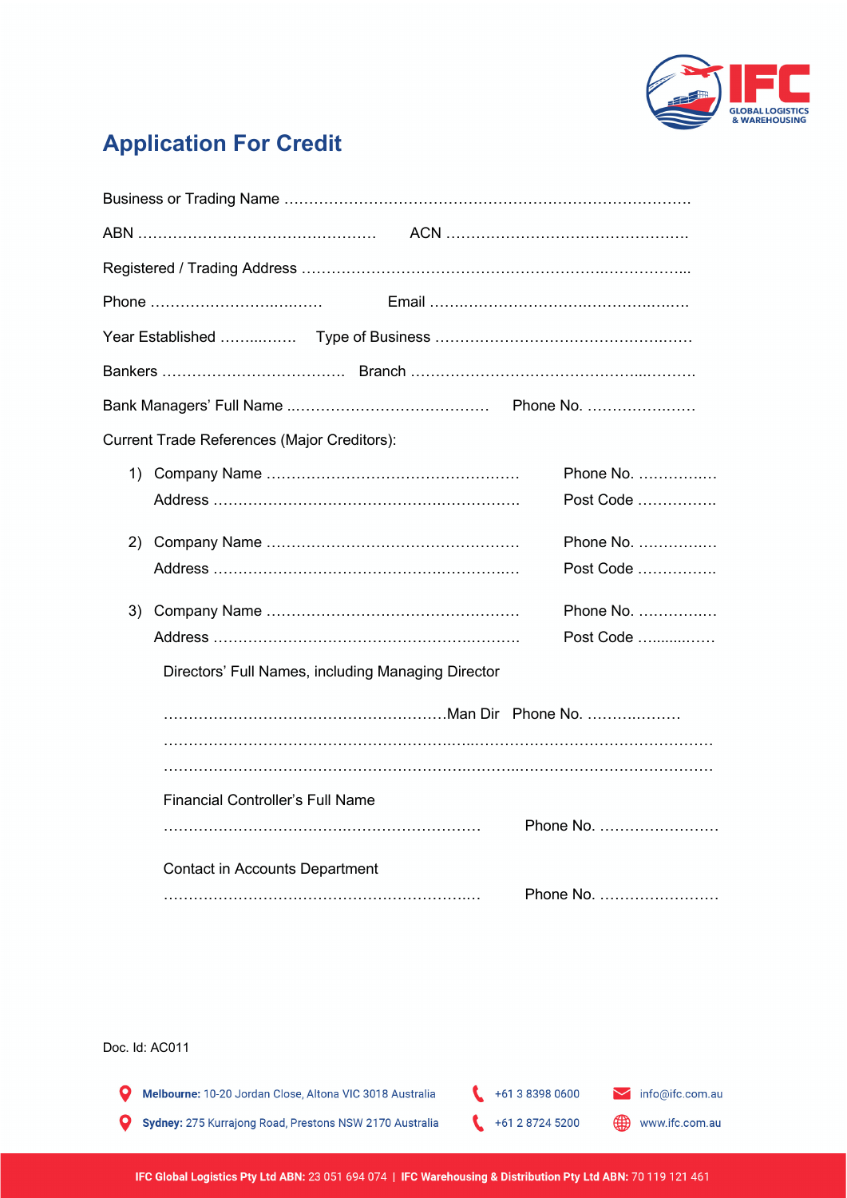# Application For Credit

Business or Trading Name …………………………………………………………………………

ABN …………………………………………… ACN ……………………………………………

Registered / Trading Address ………………………………………………………..……………...

Phone ……………………….……… Email ……..……………………….…………….………

Year Established ……...……. Type of Business …………………………………………….……

Bankers ………………………………. Branch ……………………………………….....……….

Bank Managers' Full Name ..…………..………………………… Phone No. ……………...……

Current Trade References (Major Creditors):

1) Company Name …………………………………………… Phone No. …………….
   Address ……………………………………….…………. Post Code …………….

2) Company Name …………………………………………… Phone No. …………….
   Address ……………………………………….……….…. Post Code …………….

3) Company Name …………………………………………… Phone No. …………….
   Address ……………………………………………..……. Post Code …......……

Directors' Full Names, including Managing Director

…………………………………………………Man Dir Phone No. ………..………

…………………………………………………...…………………………………………

……………………………………………………..……..……………………………………

Financial Controller's Full Name

…………………………………….…………………… Phone No. ……………………

Contact in Accounts Department

……………………………………………………..… Phone No. ……………………

Doc. Id: AC011

**Melbourne:** 10-20 Jordan Close, Altona VIC 3018 Australia | +61 3 8398 0600 | info@ifc.com.au

**Sydney:** 275 Kurrajong Road, Prestons NSW 2170 Australia | +61 2 8724 5200 | www.ifc.com.au

**IFC Global Logistics Pty Ltd ABN:** 23 051 694 074 | **IFC Warehousing & Distribution Pty Ltd ABN:** 70 119 121 461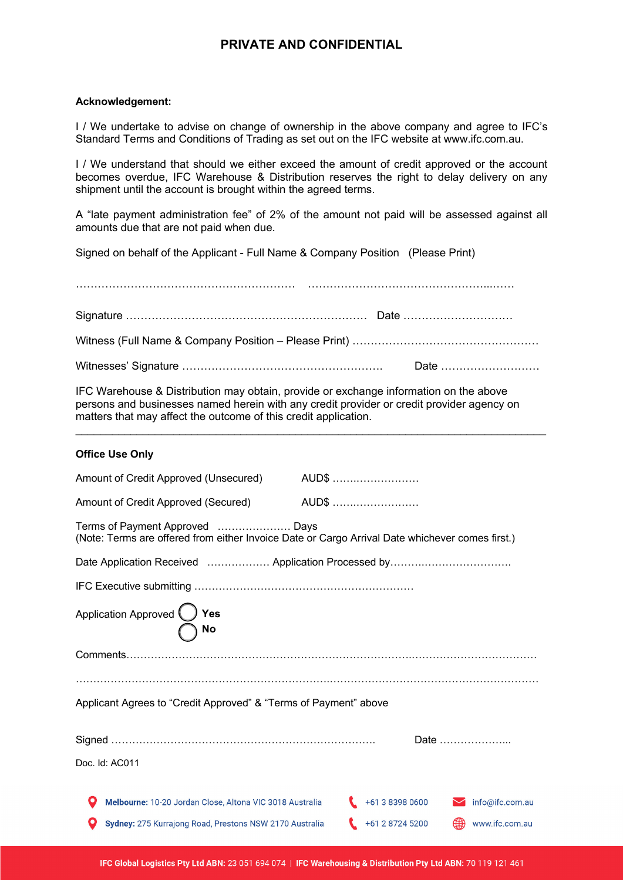## PRIVATE AND CONFIDENTIAL

**Acknowledgement:**

I / We undertake to advise on change of ownership in the above company and agree to IFC's Standard Terms and Conditions of Trading as set out on the IFC website at www.ifc.com.au.

I / We understand that should we either exceed the amount of credit approved or the account becomes overdue, IFC Warehouse & Distribution reserves the right to delay delivery on any shipment until the account is brought within the agreed terms.

A "late payment administration fee" of 2% of the amount not paid will be assessed against all amounts due that are not paid when due.

Signed on behalf of the Applicant - Full Name & Company Position (Please Print)

…………………………………………………… ………………………………………………..……

Signature ………………………………………………………… Date …………………………

Witness (Full Name & Company Position – Please Print) ……………………………………………

Witnesses' Signature ………………………………………………. Date ………………………

IFC Warehouse & Distribution may obtain, provide or exchange information on the above persons and businesses named herein with any credit provider or credit provider agency on matters that may affect the outcome of this credit application.

---

**Office Use Only**

Amount of Credit Approved (Unsecured) AUD$ ……..……………….

Amount of Credit Approved (Secured) AUD$ ……..……………….

Terms of Payment Approved ………………… Days
(Note: Terms are offered from either Invoice Date or Cargo Arrival Date whichever comes first.)

Date Application Received ……………… Application Processed by………..…………………….

IFC Executive submitting …………………………………………………….

Application Approved ◯ **Yes** ◯ **No**

Comments……………………………………………………………………..……………………………

……………………………………………………………..……………………………………………………

Applicant Agrees to "Credit Approved" & "Terms of Payment" above

Signed ………………………………………………………………. Date ………………...

Doc. Id: AC011

**Melbourne:** 10-20 Jordan Close, Altona VIC 3018 Australia | +61 3 8398 0600 | info@ifc.com.au

**Sydney:** 275 Kurrajong Road, Prestons NSW 2170 Australia | +61 2 8724 5200 | www.ifc.com.au

**IFC Global Logistics Pty Ltd ABN:** 23 051 694 074 | **IFC Warehousing & Distribution Pty Ltd ABN:** 70 119 121 461